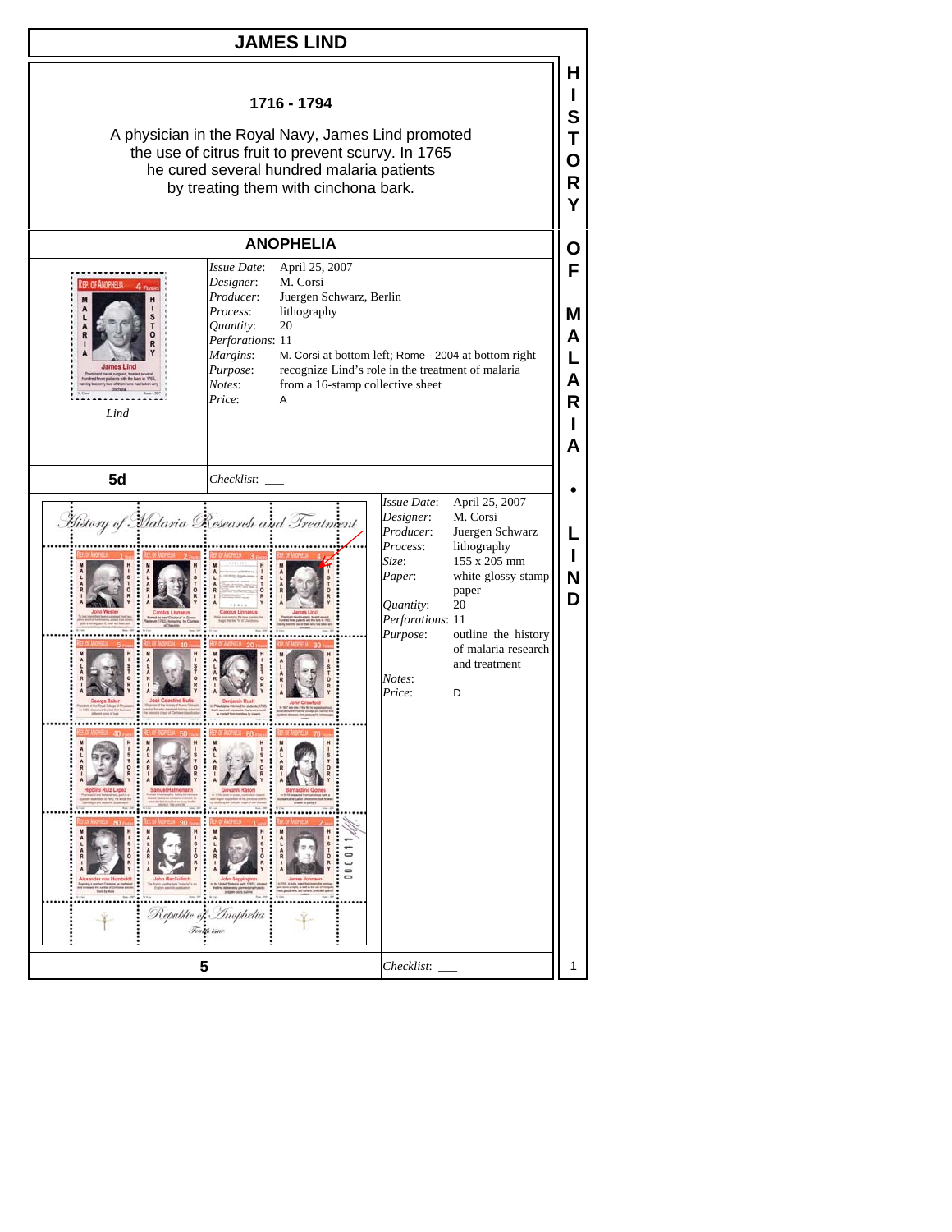# JAMES LIND

**1716 - 1794**

A physician in the Royal Navy, James Lind promoted the use of citrus fruit to prevent scurvy. In 1765 he cured several hundred malaria patients by treating them with cinchona bark.

## ANOPHELIA

*Lind*

| | |
|---|---|
| *Issue Date*: | April 25, 2007 |
| *Designer*: | M. Corsi |
| *Producer*: | Juergen Schwarz, Berlin |
| *Process*: | lithography |
| *Quantity*: | 20 |
| *Perforations*: | 11 |
| *Margins*: | M. Corsi at bottom left; Rome - 2004 at bottom right |
| *Purpose*: | recognize Lind's role in the treatment of malaria |
| *Notes*: | from a 16-stamp collective sheet |
| *Price*: | A |

**5d**

*Checklist*: ___

| | |
|---|---|
| *Issue Date*: | April 25, 2007 |
| *Designer*: | M. Corsi |
| *Producer*: | Juergen Schwarz |
| *Process*: | lithography |
| *Size*: | 155 x 205 mm |
| *Paper*: | white glossy stamp paper |
| *Quantity*: | 20 |
| *Perforations*: | 11 |
| *Purpose*: | outline the history of malaria research and treatment |
| *Notes*: | |
| *Price*: | D |

**5**

*Checklist*: ___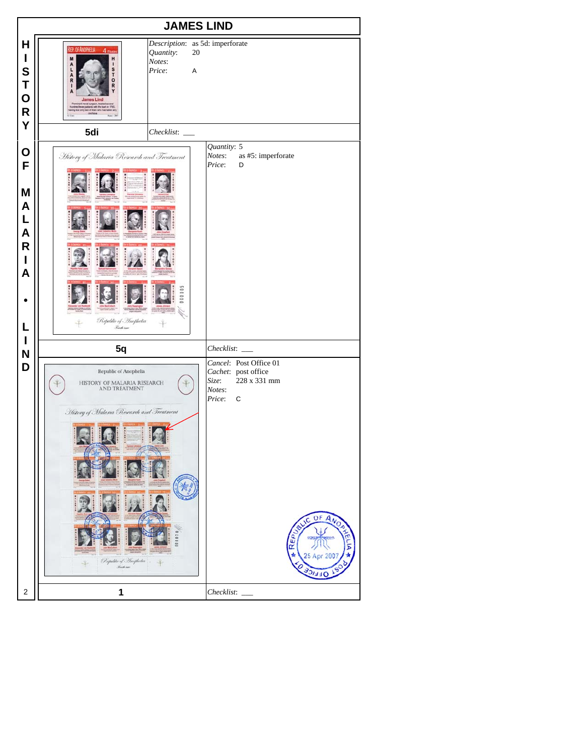# JAMES LIND

HISTORY OF MALARIA • LIND

| | |
|---|---|
| | *Description*: as 5d: imperforate<br>*Quantity*: 20<br>*Notes*:<br>*Price*: A |
| **5di** | *Checklist*: ___ |
| | *Quantity*: 5<br>*Notes*: as #5: imperforate<br>*Price*: D |
| **5q** | *Checklist*: ___ |
| | *Cancel*: Post Office 01<br>*Cachet*: post office<br>*Size*: 228 x 331 mm<br>*Notes*:<br>*Price*: C |
| **1** | *Checklist*: ___ |